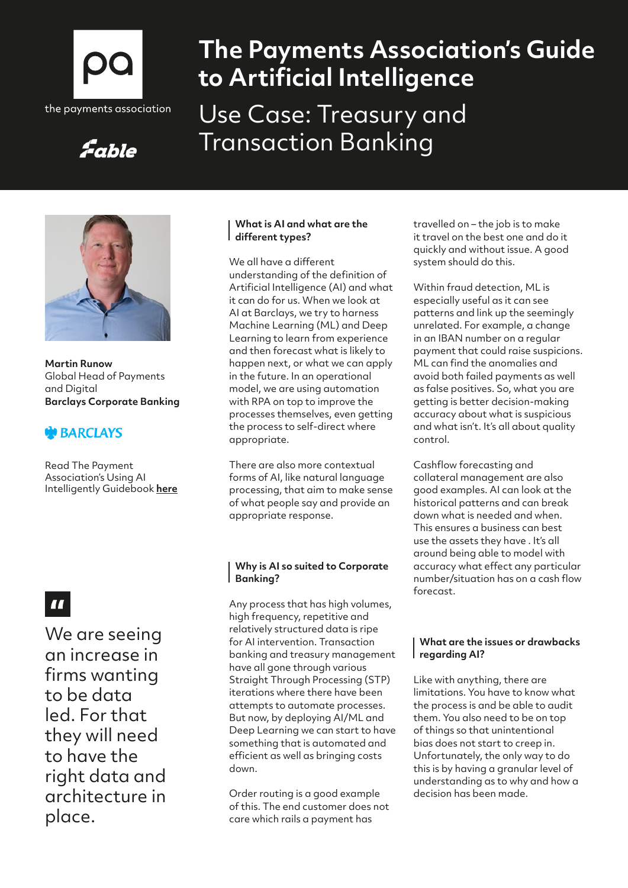the payments association

Fable

# The Payments Association's Guide to Artificial Intelligence

## Use Case: Treasury and Transaction Banking

**Martin Runow**
Global Head of Payments and Digital
**Barclays Corporate Banking**

BARCLAYS

Read The Payment Association's Using AI Intelligently Guidebook **here**

> We are seeing an increase in firms wanting to be data led. For that they will need to have the right data and architecture in place.

### What is AI and what are the different types?

We all have a different understanding of the definition of Artificial Intelligence (AI) and what it can do for us. When we look at AI at Barclays, we try to harness Machine Learning (ML) and Deep Learning to learn from experience and then forecast what is likely to happen next, or what we can apply in the future. In an operational model, we are using automation with RPA on top to improve the processes themselves, even getting the process to self-direct where appropriate.

There are also more contextual forms of AI, like natural language processing, that aim to make sense of what people say and provide an appropriate response.

### Why is AI so suited to Corporate Banking?

Any process that has high volumes, high frequency, repetitive and relatively structured data is ripe for AI intervention. Transaction banking and treasury management have all gone through various Straight Through Processing (STP) iterations where there have been attempts to automate processes. But now, by deploying AI/ML and Deep Learning we can start to have something that is automated and efficient as well as bringing costs down.

Order routing is a good example of this. The end customer does not care which rails a payment has travelled on – the job is to make it travel on the best one and do it quickly and without issue. A good system should do this.

Within fraud detection, ML is especially useful as it can see patterns and link up the seemingly unrelated. For example, a change in an IBAN number on a regular payment that could raise suspicions. ML can find the anomalies and avoid both failed payments as well as false positives. So, what you are getting is better decision-making accuracy about what is suspicious and what isn't. It's all about quality control.

Cashflow forecasting and collateral management are also good examples. AI can look at the historical patterns and can break down what is needed and when. This ensures a business can best use the assets they have . It's all around being able to model with accuracy what effect any particular number/situation has on a cash flow forecast.

### What are the issues or drawbacks regarding AI?

Like with anything, there are limitations. You have to know what the process is and be able to audit them. You also need to be on top of things so that unintentional bias does not start to creep in. Unfortunately, the only way to do this is by having a granular level of understanding as to why and how a decision has been made.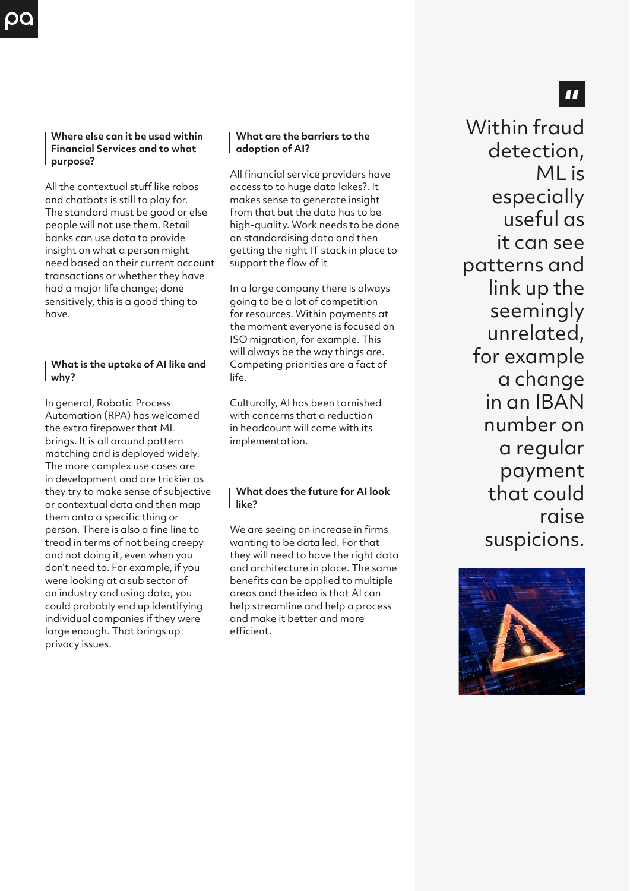### Where else can it be used within Financial Services and to what purpose?

All the contextual stuff like robos and chatbots is still to play for. The standard must be good or else people will not use them. Retail banks can use data to provide insight on what a person might need based on their current account transactions or whether they have had a major life change; done sensitively, this is a good thing to have.

### What is the uptake of AI like and why?

In general, Robotic Process Automation (RPA) has welcomed the extra firepower that ML brings. It is all around pattern matching and is deployed widely. The more complex use cases are in development and are trickier as they try to make sense of subjective or contextual data and then map them onto a specific thing or person. There is also a fine line to tread in terms of not being creepy and not doing it, even when you don't need to. For example, if you were looking at a sub sector of an industry and using data, you could probably end up identifying individual companies if they were large enough. That brings up privacy issues.

### What are the barriers to the adoption of AI?

All financial service providers have access to to huge data lakes?. It makes sense to generate insight from that but the data has to be high-quality. Work needs to be done on standardising data and then getting the right IT stack in place to support the flow of it

In a large company there is always going to be a lot of competition for resources. Within payments at the moment everyone is focused on ISO migration, for example. This will always be the way things are. Competing priorities are a fact of life.

Culturally, AI has been tarnished with concerns that a reduction in headcount will come with its implementation.

### What does the future for AI look like?

We are seeing an increase in firms wanting to be data led. For that they will need to have the right data and architecture in place. The same benefits can be applied to multiple areas and the idea is that AI can help streamline and help a process and make it better and more efficient.

> Within fraud detection, ML is especially useful as it can see patterns and link up the seemingly unrelated, for example a change in an IBAN number on a regular payment that could raise suspicions.